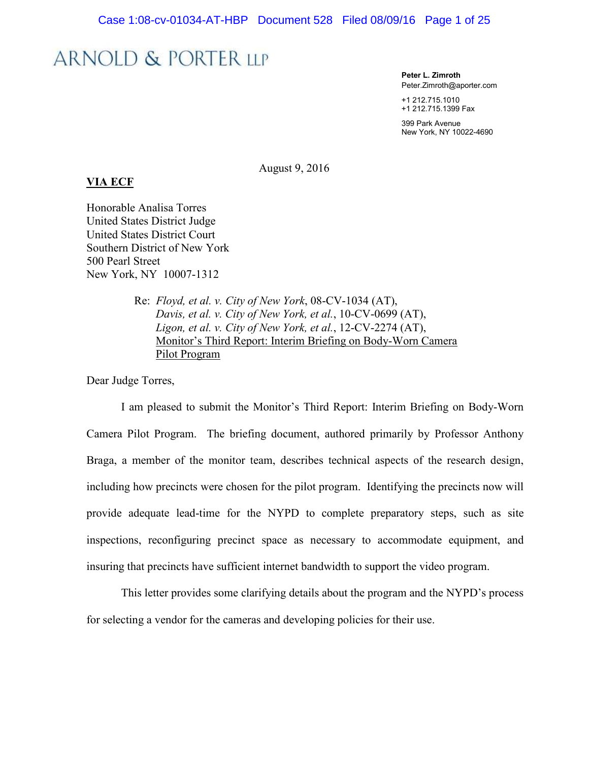ARNOLD & PORTER LLP

**Peter L. Zimroth**
Peter.Zimroth@aporter.com

+1 212.715.1010
+1 212.715.1399 Fax

399 Park Avenue
New York, NY 10022-4690

August 9, 2016

**VIA ECF**

Honorable Analisa Torres
United States District Judge
United States District Court
Southern District of New York
500 Pearl Street
New York, NY 10007-1312

Re: *Floyd, et al. v. City of New York*, 08-CV-1034 (AT),
*Davis, et al. v. City of New York, et al.*, 10-CV-0699 (AT),
*Ligon, et al. v. City of New York, et al.*, 12-CV-2274 (AT),
Monitor's Third Report: Interim Briefing on Body-Worn Camera Pilot Program

Dear Judge Torres,

I am pleased to submit the Monitor's Third Report: Interim Briefing on Body-Worn Camera Pilot Program. The briefing document, authored primarily by Professor Anthony Braga, a member of the monitor team, describes technical aspects of the research design, including how precincts were chosen for the pilot program. Identifying the precincts now will provide adequate lead-time for the NYPD to complete preparatory steps, such as site inspections, reconfiguring precinct space as necessary to accommodate equipment, and insuring that precincts have sufficient internet bandwidth to support the video program.

This letter provides some clarifying details about the program and the NYPD's process for selecting a vendor for the cameras and developing policies for their use.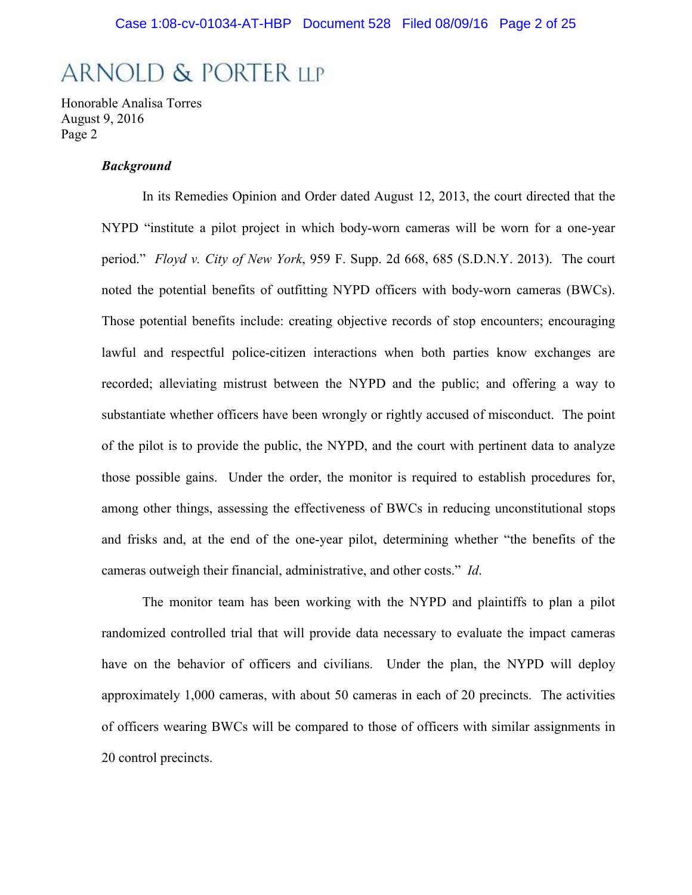Honorable Analisa Torres
August 9, 2016
Page 2

***Background***

In its Remedies Opinion and Order dated August 12, 2013, the court directed that the NYPD "institute a pilot project in which body-worn cameras will be worn for a one-year period." *Floyd v. City of New York*, 959 F. Supp. 2d 668, 685 (S.D.N.Y. 2013). The court noted the potential benefits of outfitting NYPD officers with body-worn cameras (BWCs). Those potential benefits include: creating objective records of stop encounters; encouraging lawful and respectful police-citizen interactions when both parties know exchanges are recorded; alleviating mistrust between the NYPD and the public; and offering a way to substantiate whether officers have been wrongly or rightly accused of misconduct. The point of the pilot is to provide the public, the NYPD, and the court with pertinent data to analyze those possible gains. Under the order, the monitor is required to establish procedures for, among other things, assessing the effectiveness of BWCs in reducing unconstitutional stops and frisks and, at the end of the one-year pilot, determining whether "the benefits of the cameras outweigh their financial, administrative, and other costs." *Id*.

The monitor team has been working with the NYPD and plaintiffs to plan a pilot randomized controlled trial that will provide data necessary to evaluate the impact cameras have on the behavior of officers and civilians. Under the plan, the NYPD will deploy approximately 1,000 cameras, with about 50 cameras in each of 20 precincts. The activities of officers wearing BWCs will be compared to those of officers with similar assignments in 20 control precincts.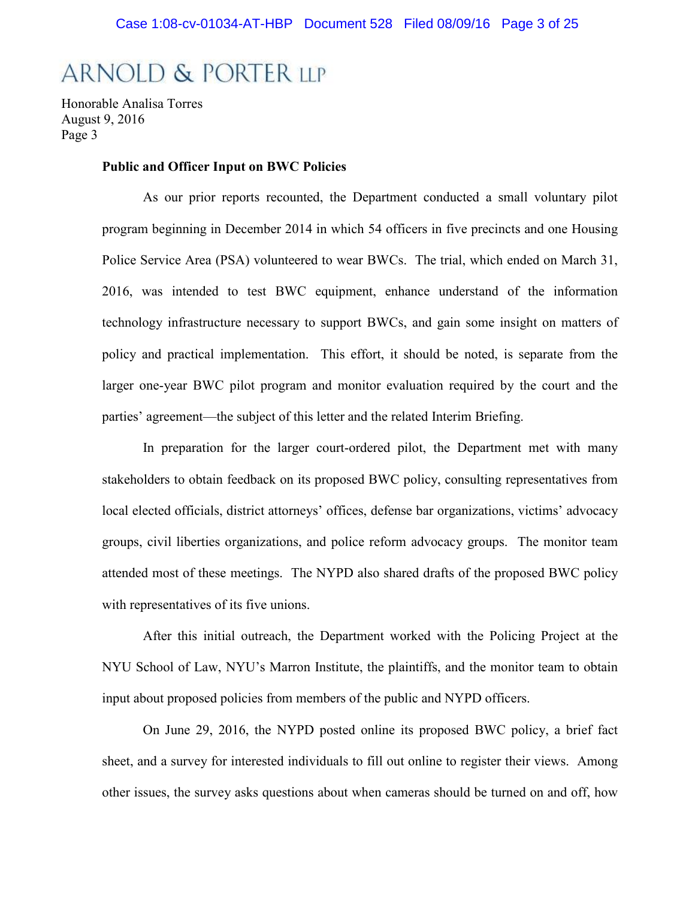ARNOLD & PORTER LLP

Honorable Analisa Torres
August 9, 2016
Page 3

**Public and Officer Input on BWC Policies**

As our prior reports recounted, the Department conducted a small voluntary pilot program beginning in December 2014 in which 54 officers in five precincts and one Housing Police Service Area (PSA) volunteered to wear BWCs. The trial, which ended on March 31, 2016, was intended to test BWC equipment, enhance understand of the information technology infrastructure necessary to support BWCs, and gain some insight on matters of policy and practical implementation. This effort, it should be noted, is separate from the larger one-year BWC pilot program and monitor evaluation required by the court and the parties' agreement—the subject of this letter and the related Interim Briefing.

In preparation for the larger court-ordered pilot, the Department met with many stakeholders to obtain feedback on its proposed BWC policy, consulting representatives from local elected officials, district attorneys' offices, defense bar organizations, victims' advocacy groups, civil liberties organizations, and police reform advocacy groups. The monitor team attended most of these meetings. The NYPD also shared drafts of the proposed BWC policy with representatives of its five unions.

After this initial outreach, the Department worked with the Policing Project at the NYU School of Law, NYU's Marron Institute, the plaintiffs, and the monitor team to obtain input about proposed policies from members of the public and NYPD officers.

On June 29, 2016, the NYPD posted online its proposed BWC policy, a brief fact sheet, and a survey for interested individuals to fill out online to register their views. Among other issues, the survey asks questions about when cameras should be turned on and off, how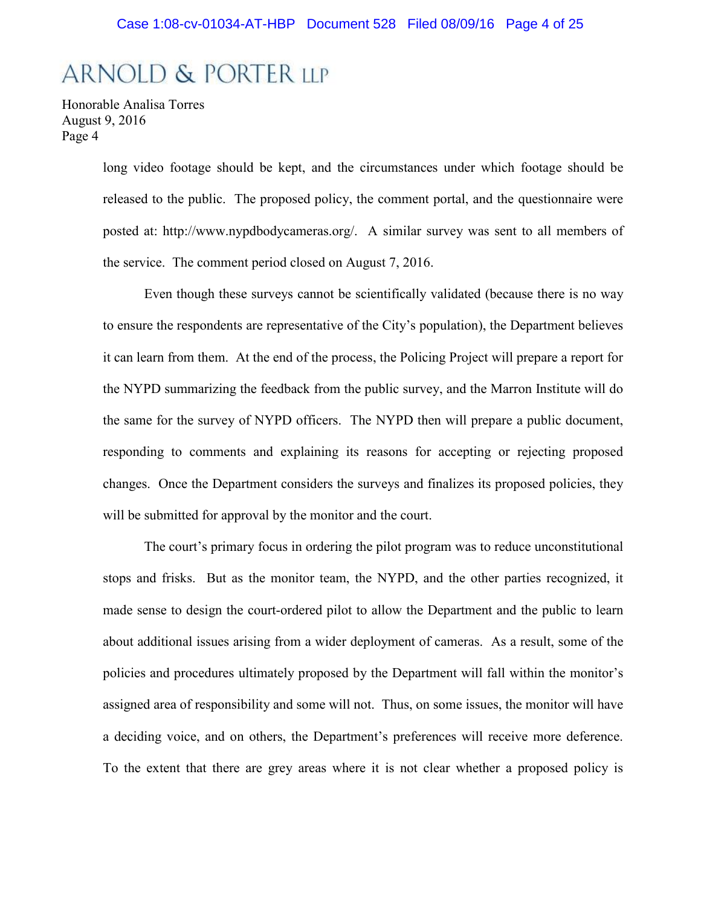long video footage should be kept, and the circumstances under which footage should be released to the public. The proposed policy, the comment portal, and the questionnaire were posted at: http://www.nypdbodycameras.org/. A similar survey was sent to all members of the service. The comment period closed on August 7, 2016.

Even though these surveys cannot be scientifically validated (because there is no way to ensure the respondents are representative of the City's population), the Department believes it can learn from them. At the end of the process, the Policing Project will prepare a report for the NYPD summarizing the feedback from the public survey, and the Marron Institute will do the same for the survey of NYPD officers. The NYPD then will prepare a public document, responding to comments and explaining its reasons for accepting or rejecting proposed changes. Once the Department considers the surveys and finalizes its proposed policies, they will be submitted for approval by the monitor and the court.

The court's primary focus in ordering the pilot program was to reduce unconstitutional stops and frisks. But as the monitor team, the NYPD, and the other parties recognized, it made sense to design the court-ordered pilot to allow the Department and the public to learn about additional issues arising from a wider deployment of cameras. As a result, some of the policies and procedures ultimately proposed by the Department will fall within the monitor's assigned area of responsibility and some will not. Thus, on some issues, the monitor will have a deciding voice, and on others, the Department's preferences will receive more deference. To the extent that there are grey areas where it is not clear whether a proposed policy is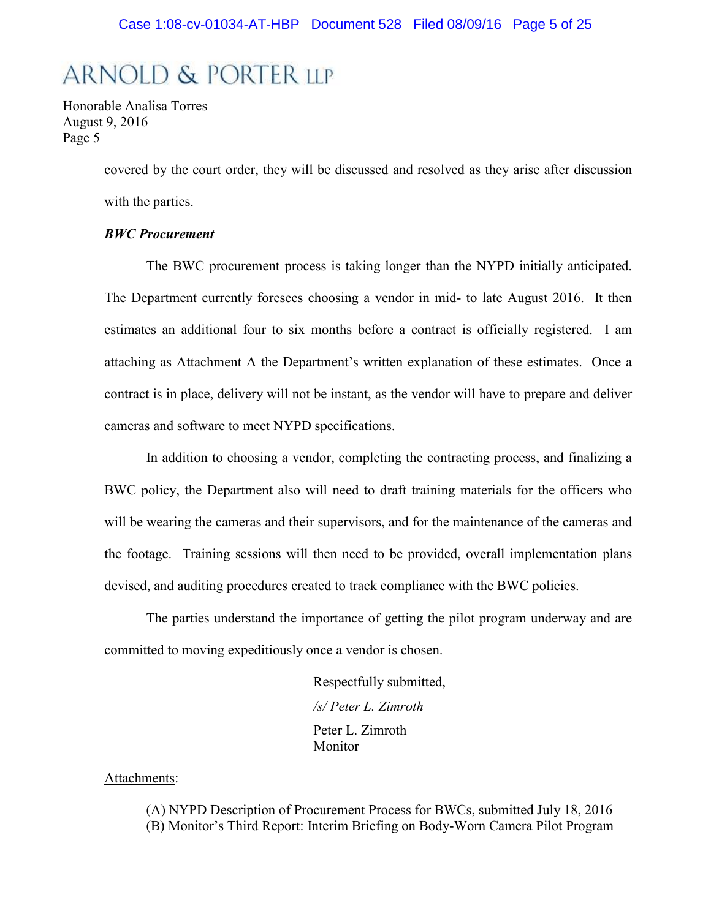covered by the court order, they will be discussed and resolved as they arise after discussion with the parties.

***BWC Procurement***

The BWC procurement process is taking longer than the NYPD initially anticipated. The Department currently foresees choosing a vendor in mid- to late August 2016. It then estimates an additional four to six months before a contract is officially registered. I am attaching as Attachment A the Department's written explanation of these estimates. Once a contract is in place, delivery will not be instant, as the vendor will have to prepare and deliver cameras and software to meet NYPD specifications.

In addition to choosing a vendor, completing the contracting process, and finalizing a BWC policy, the Department also will need to draft training materials for the officers who will be wearing the cameras and their supervisors, and for the maintenance of the cameras and the footage. Training sessions will then need to be provided, overall implementation plans devised, and auditing procedures created to track compliance with the BWC policies.

The parties understand the importance of getting the pilot program underway and are committed to moving expeditiously once a vendor is chosen.

Respectfully submitted,

*/s/ Peter L. Zimroth*

Peter L. Zimroth
Monitor

Attachments:

(A) NYPD Description of Procurement Process for BWCs, submitted July 18, 2016
(B) Monitor's Third Report: Interim Briefing on Body-Worn Camera Pilot Program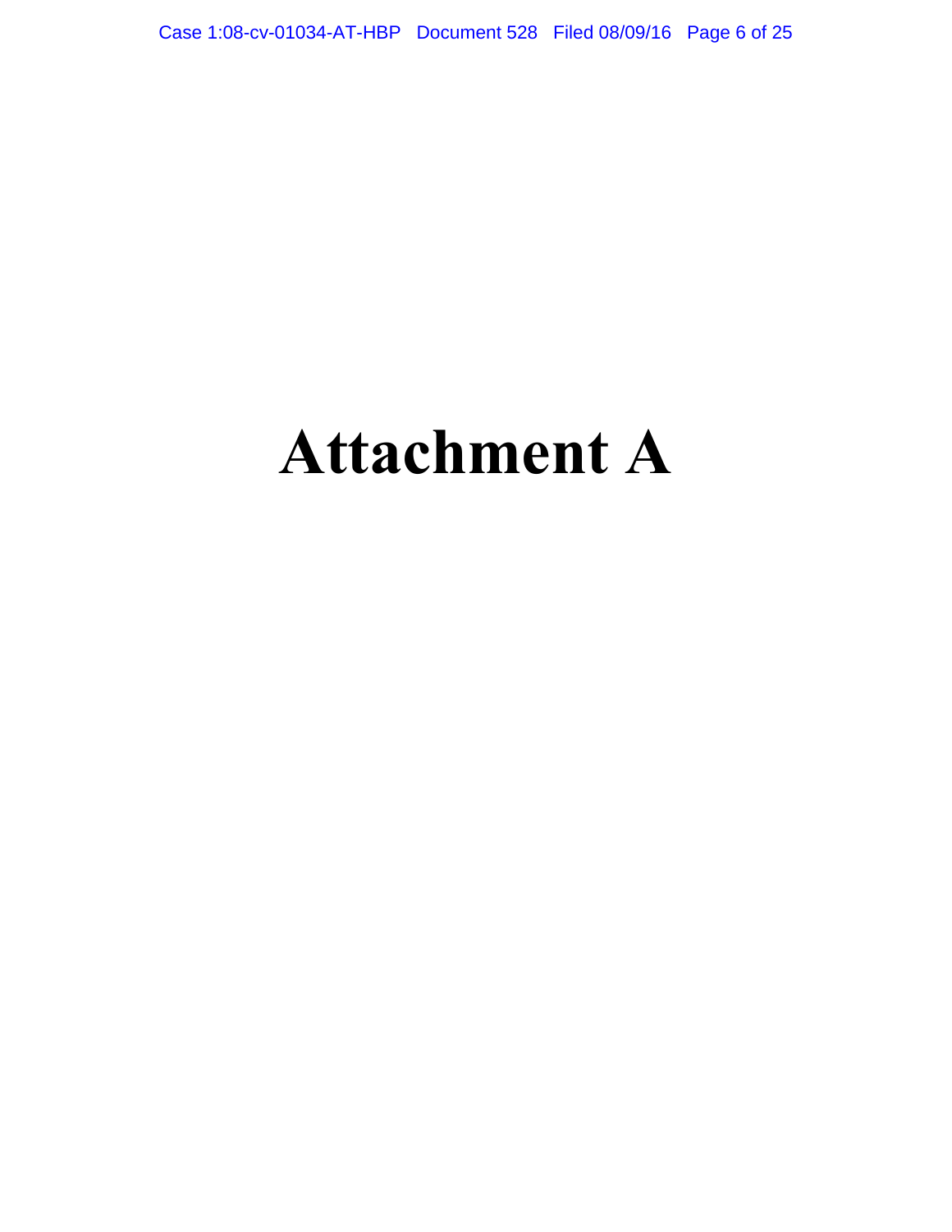# Attachment A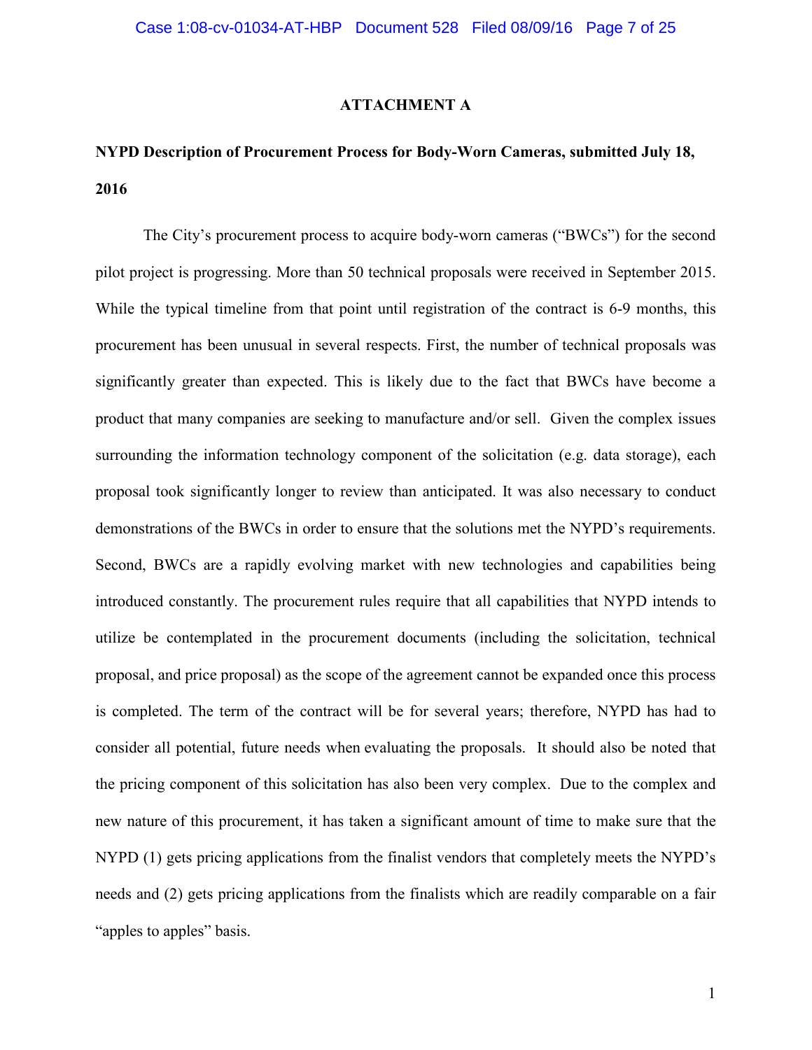**ATTACHMENT A**

**NYPD Description of Procurement Process for Body-Worn Cameras, submitted July 18, 2016**

The City's procurement process to acquire body-worn cameras ("BWCs") for the second pilot project is progressing. More than 50 technical proposals were received in September 2015. While the typical timeline from that point until registration of the contract is 6-9 months, this procurement has been unusual in several respects. First, the number of technical proposals was significantly greater than expected. This is likely due to the fact that BWCs have become a product that many companies are seeking to manufacture and/or sell. Given the complex issues surrounding the information technology component of the solicitation (e.g. data storage), each proposal took significantly longer to review than anticipated. It was also necessary to conduct demonstrations of the BWCs in order to ensure that the solutions met the NYPD's requirements. Second, BWCs are a rapidly evolving market with new technologies and capabilities being introduced constantly. The procurement rules require that all capabilities that NYPD intends to utilize be contemplated in the procurement documents (including the solicitation, technical proposal, and price proposal) as the scope of the agreement cannot be expanded once this process is completed. The term of the contract will be for several years; therefore, NYPD has had to consider all potential, future needs when evaluating the proposals. It should also be noted that the pricing component of this solicitation has also been very complex. Due to the complex and new nature of this procurement, it has taken a significant amount of time to make sure that the NYPD (1) gets pricing applications from the finalist vendors that completely meets the NYPD's needs and (2) gets pricing applications from the finalists which are readily comparable on a fair "apples to apples" basis.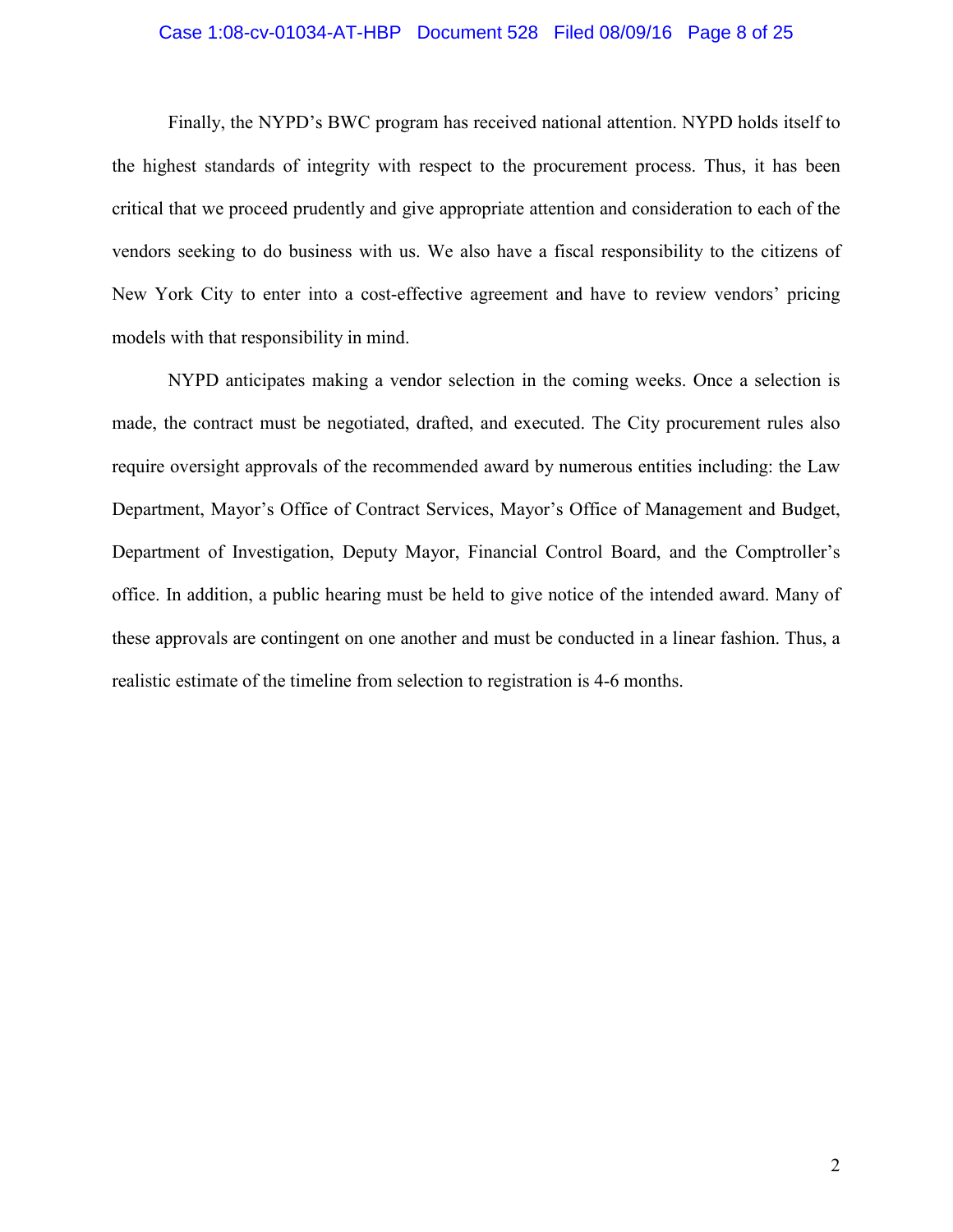Finally, the NYPD's BWC program has received national attention. NYPD holds itself to the highest standards of integrity with respect to the procurement process. Thus, it has been critical that we proceed prudently and give appropriate attention and consideration to each of the vendors seeking to do business with us. We also have a fiscal responsibility to the citizens of New York City to enter into a cost-effective agreement and have to review vendors' pricing models with that responsibility in mind.

NYPD anticipates making a vendor selection in the coming weeks. Once a selection is made, the contract must be negotiated, drafted, and executed. The City procurement rules also require oversight approvals of the recommended award by numerous entities including: the Law Department, Mayor's Office of Contract Services, Mayor's Office of Management and Budget, Department of Investigation, Deputy Mayor, Financial Control Board, and the Comptroller's office. In addition, a public hearing must be held to give notice of the intended award. Many of these approvals are contingent on one another and must be conducted in a linear fashion. Thus, a realistic estimate of the timeline from selection to registration is 4-6 months.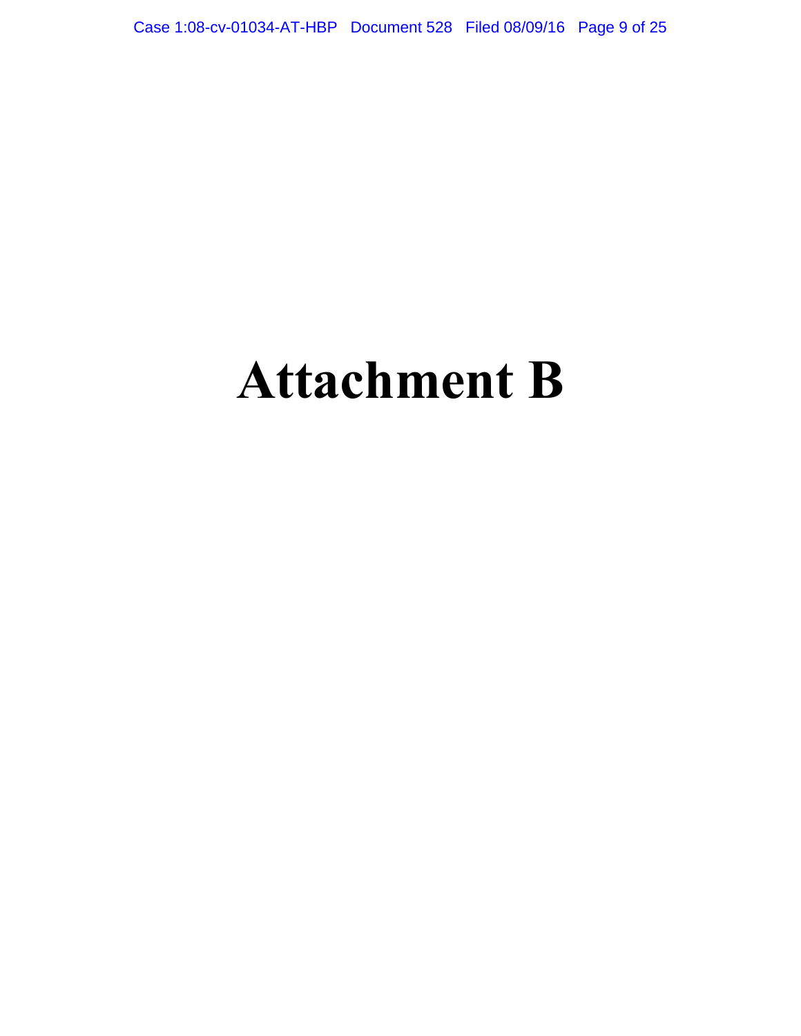# Attachment B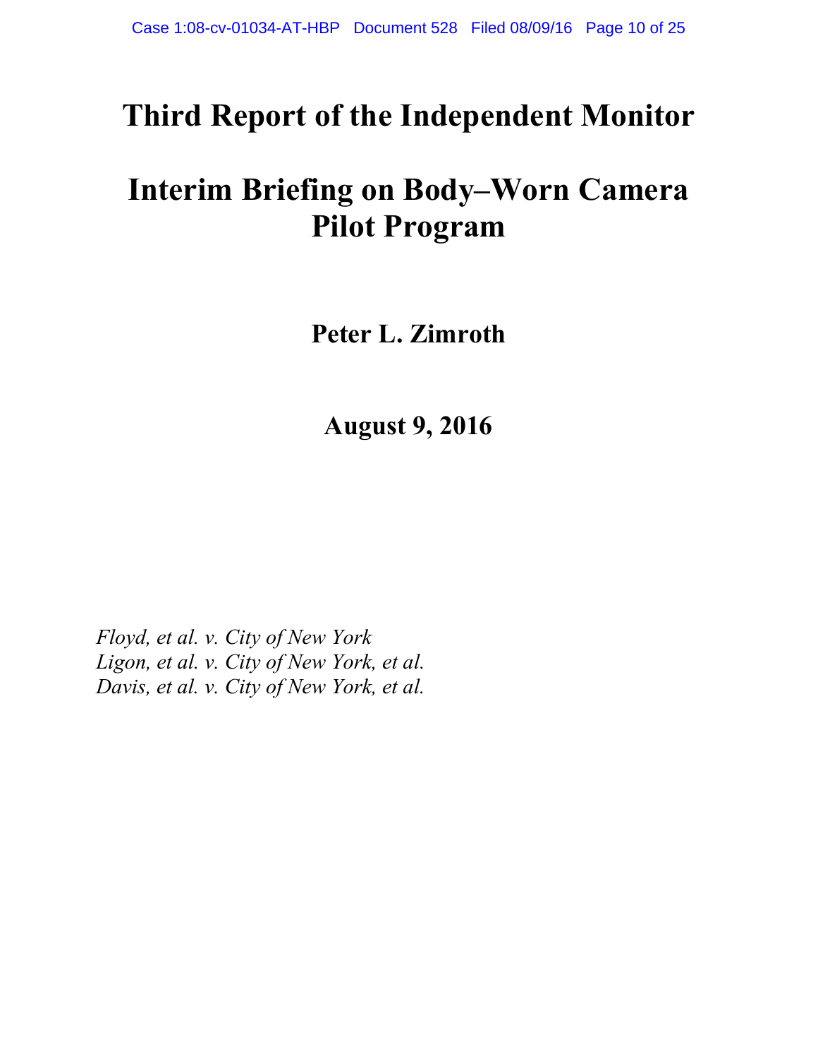# Third Report of the Independent Monitor

# Interim Briefing on Body–Worn Camera Pilot Program

**Peter L. Zimroth**

**August 9, 2016**

*Floyd, et al. v. City of New York*
*Ligon, et al. v. City of New York, et al.*
*Davis, et al. v. City of New York, et al.*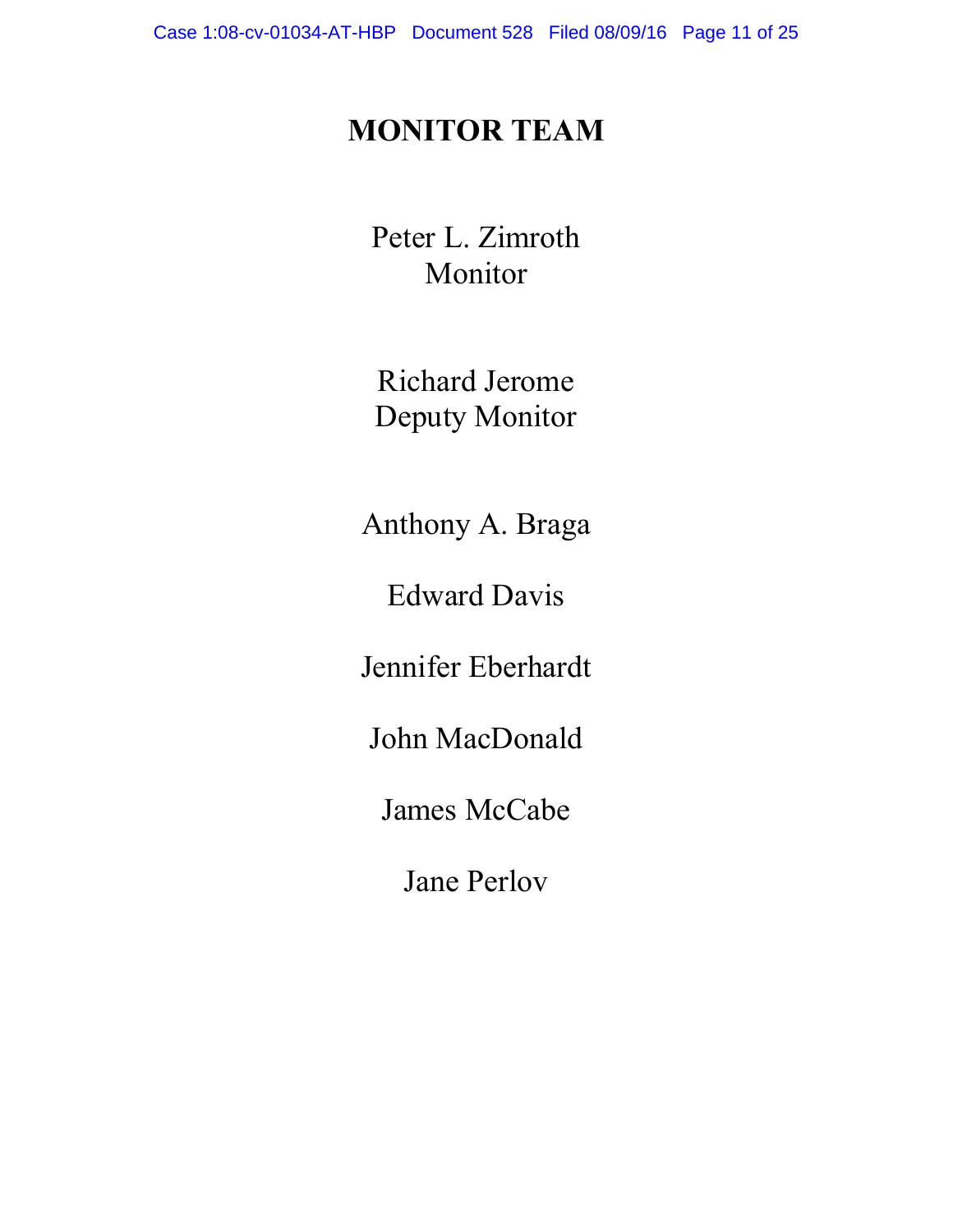# MONITOR TEAM

Peter L. Zimroth
Monitor

Richard Jerome
Deputy Monitor

Anthony A. Braga

Edward Davis

Jennifer Eberhardt

John MacDonald

James McCabe

Jane Perlov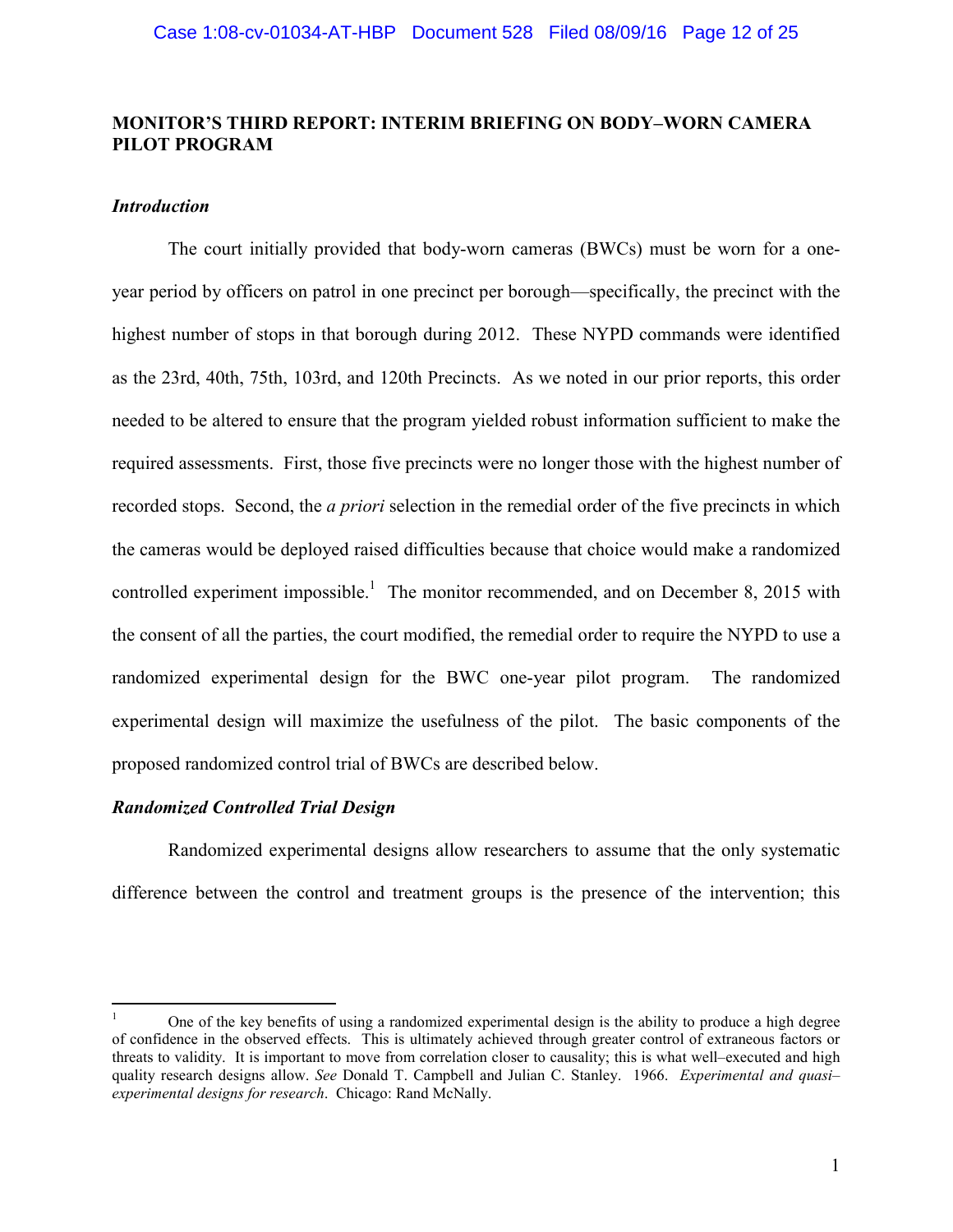**MONITOR'S THIRD REPORT: INTERIM BRIEFING ON BODY–WORN CAMERA PILOT PROGRAM**

***Introduction***

The court initially provided that body-worn cameras (BWCs) must be worn for a one-year period by officers on patrol in one precinct per borough—specifically, the precinct with the highest number of stops in that borough during 2012. These NYPD commands were identified as the 23rd, 40th, 75th, 103rd, and 120th Precincts. As we noted in our prior reports, this order needed to be altered to ensure that the program yielded robust information sufficient to make the required assessments. First, those five precincts were no longer those with the highest number of recorded stops. Second, the *a priori* selection in the remedial order of the five precincts in which the cameras would be deployed raised difficulties because that choice would make a randomized controlled experiment impossible.[1] The monitor recommended, and on December 8, 2015 with the consent of all the parties, the court modified, the remedial order to require the NYPD to use a randomized experimental design for the BWC one-year pilot program. The randomized experimental design will maximize the usefulness of the pilot. The basic components of the proposed randomized control trial of BWCs are described below.

***Randomized Controlled Trial Design***

Randomized experimental designs allow researchers to assume that the only systematic difference between the control and treatment groups is the presence of the intervention; this

---

[1] One of the key benefits of using a randomized experimental design is the ability to produce a high degree of confidence in the observed effects. This is ultimately achieved through greater control of extraneous factors or threats to validity. It is important to move from correlation closer to causality; this is what well–executed and high quality research designs allow. *See* Donald T. Campbell and Julian C. Stanley. 1966. *Experimental and quasi–experimental designs for research*. Chicago: Rand McNally.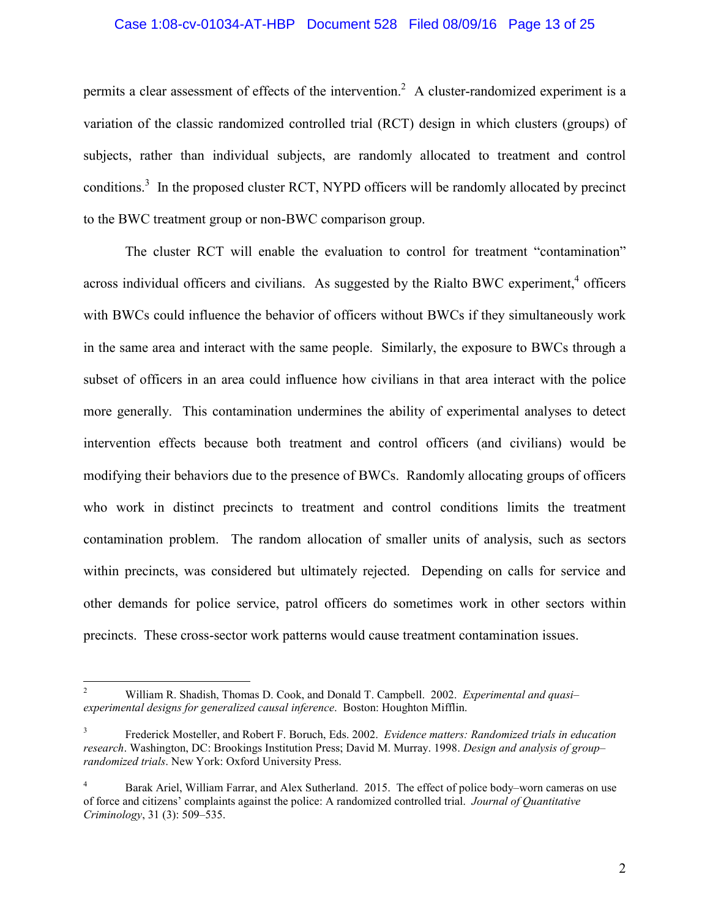permits a clear assessment of effects of the intervention.[2] A cluster-randomized experiment is a variation of the classic randomized controlled trial (RCT) design in which clusters (groups) of subjects, rather than individual subjects, are randomly allocated to treatment and control conditions.[3] In the proposed cluster RCT, NYPD officers will be randomly allocated by precinct to the BWC treatment group or non-BWC comparison group.

The cluster RCT will enable the evaluation to control for treatment "contamination" across individual officers and civilians. As suggested by the Rialto BWC experiment,[4] officers with BWCs could influence the behavior of officers without BWCs if they simultaneously work in the same area and interact with the same people. Similarly, the exposure to BWCs through a subset of officers in an area could influence how civilians in that area interact with the police more generally. This contamination undermines the ability of experimental analyses to detect intervention effects because both treatment and control officers (and civilians) would be modifying their behaviors due to the presence of BWCs. Randomly allocating groups of officers who work in distinct precincts to treatment and control conditions limits the treatment contamination problem. The random allocation of smaller units of analysis, such as sectors within precincts, was considered but ultimately rejected. Depending on calls for service and other demands for police service, patrol officers do sometimes work in other sectors within precincts. These cross-sector work patterns would cause treatment contamination issues.

---

[2] William R. Shadish, Thomas D. Cook, and Donald T. Campbell. 2002. *Experimental and quasi–experimental designs for generalized causal inference*. Boston: Houghton Mifflin.

[3] Frederick Mosteller, and Robert F. Boruch, Eds. 2002. *Evidence matters: Randomized trials in education research*. Washington, DC: Brookings Institution Press; David M. Murray. 1998. *Design and analysis of group–randomized trials*. New York: Oxford University Press.

[4] Barak Ariel, William Farrar, and Alex Sutherland. 2015. The effect of police body–worn cameras on use of force and citizens' complaints against the police: A randomized controlled trial. *Journal of Quantitative Criminology*, 31 (3): 509–535.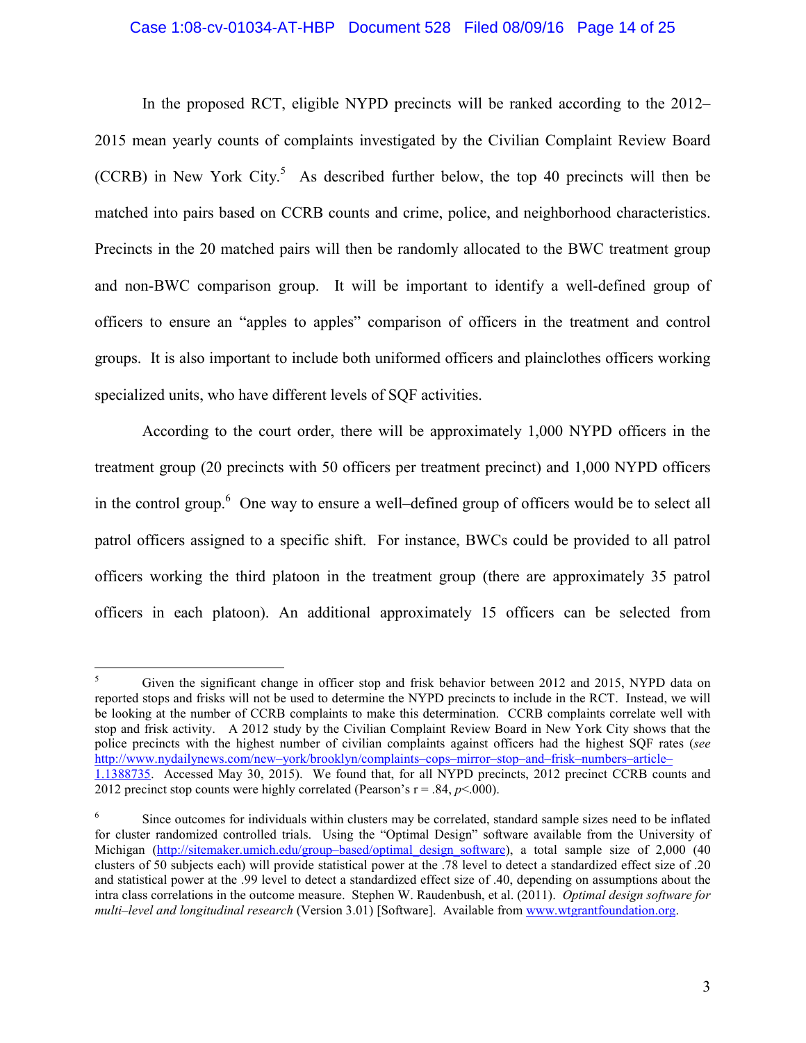In the proposed RCT, eligible NYPD precincts will be ranked according to the 2012–2015 mean yearly counts of complaints investigated by the Civilian Complaint Review Board (CCRB) in New York City.[5] As described further below, the top 40 precincts will then be matched into pairs based on CCRB counts and crime, police, and neighborhood characteristics. Precincts in the 20 matched pairs will then be randomly allocated to the BWC treatment group and non-BWC comparison group. It will be important to identify a well-defined group of officers to ensure an "apples to apples" comparison of officers in the treatment and control groups. It is also important to include both uniformed officers and plainclothes officers working specialized units, who have different levels of SQF activities.

According to the court order, there will be approximately 1,000 NYPD officers in the treatment group (20 precincts with 50 officers per treatment precinct) and 1,000 NYPD officers in the control group.[6] One way to ensure a well–defined group of officers would be to select all patrol officers assigned to a specific shift. For instance, BWCs could be provided to all patrol officers working the third platoon in the treatment group (there are approximately 35 patrol officers in each platoon). An additional approximately 15 officers can be selected from

---

[5] Given the significant change in officer stop and frisk behavior between 2012 and 2015, NYPD data on reported stops and frisks will not be used to determine the NYPD precincts to include in the RCT. Instead, we will be looking at the number of CCRB complaints to make this determination. CCRB complaints correlate well with stop and frisk activity. A 2012 study by the Civilian Complaint Review Board in New York City shows that the police precincts with the highest number of civilian complaints against officers had the highest SQF rates (*see* http://www.nydailynews.com/new–york/brooklyn/complaints–cops–mirror–stop–and–frisk–numbers–article–1.1388735. Accessed May 30, 2015). We found that, for all NYPD precincts, 2012 precinct CCRB counts and 2012 precinct stop counts were highly correlated (Pearson's $r = .84$, $p<.000$).

[6] Since outcomes for individuals within clusters may be correlated, standard sample sizes need to be inflated for cluster randomized controlled trials. Using the "Optimal Design" software available from the University of Michigan (http://sitemaker.umich.edu/group–based/optimal_design_software), a total sample size of 2,000 (40 clusters of 50 subjects each) will provide statistical power at the .78 level to detect a standardized effect size of .20 and statistical power at the .99 level to detect a standardized effect size of .40, depending on assumptions about the intra class correlations in the outcome measure. Stephen W. Raudenbush, et al. (2011). *Optimal design software for multi–level and longitudinal research* (Version 3.01) [Software]. Available from www.wtgrantfoundation.org.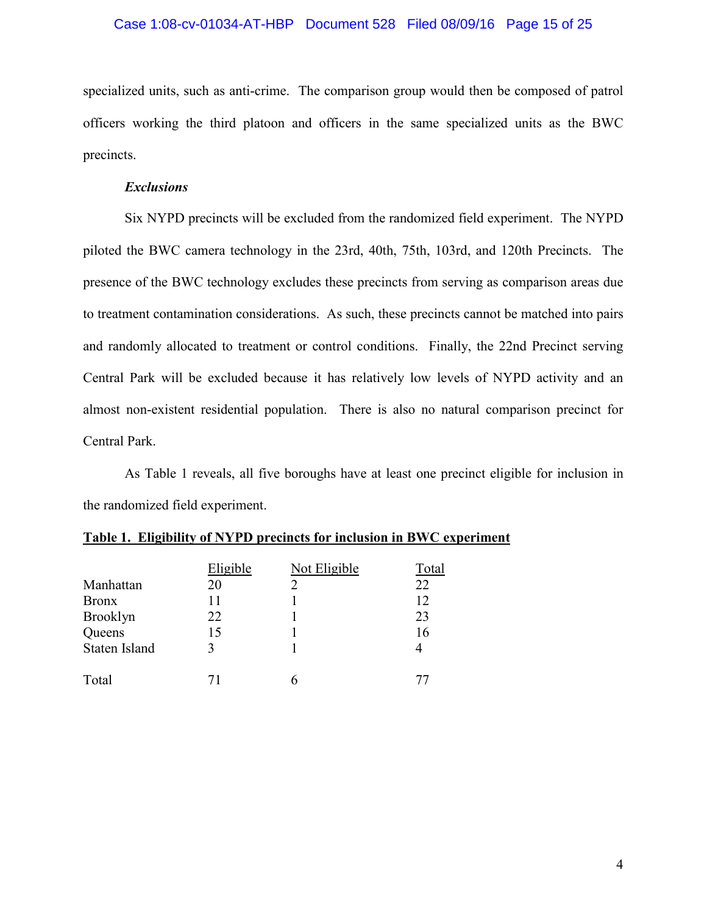specialized units, such as anti-crime. The comparison group would then be composed of patrol officers working the third platoon and officers in the same specialized units as the BWC precincts.

***Exclusions***

Six NYPD precincts will be excluded from the randomized field experiment. The NYPD piloted the BWC camera technology in the 23rd, 40th, 75th, 103rd, and 120th Precincts. The presence of the BWC technology excludes these precincts from serving as comparison areas due to treatment contamination considerations. As such, these precincts cannot be matched into pairs and randomly allocated to treatment or control conditions. Finally, the 22nd Precinct serving Central Park will be excluded because it has relatively low levels of NYPD activity and an almost non-existent residential population. There is also no natural comparison precinct for Central Park.

As Table 1 reveals, all five boroughs have at least one precinct eligible for inclusion in the randomized field experiment.

**Table 1. Eligibility of NYPD precincts for inclusion in BWC experiment**

| | Eligible | Not Eligible | Total |
|---|---|---|---|
| Manhattan | 20 | 2 | 22 |
| Bronx | 11 | 1 | 12 |
| Brooklyn | 22 | 1 | 23 |
| Queens | 15 | 1 | 16 |
| Staten Island | 3 | 1 | 4 |
| Total | 71 | 6 | 77 |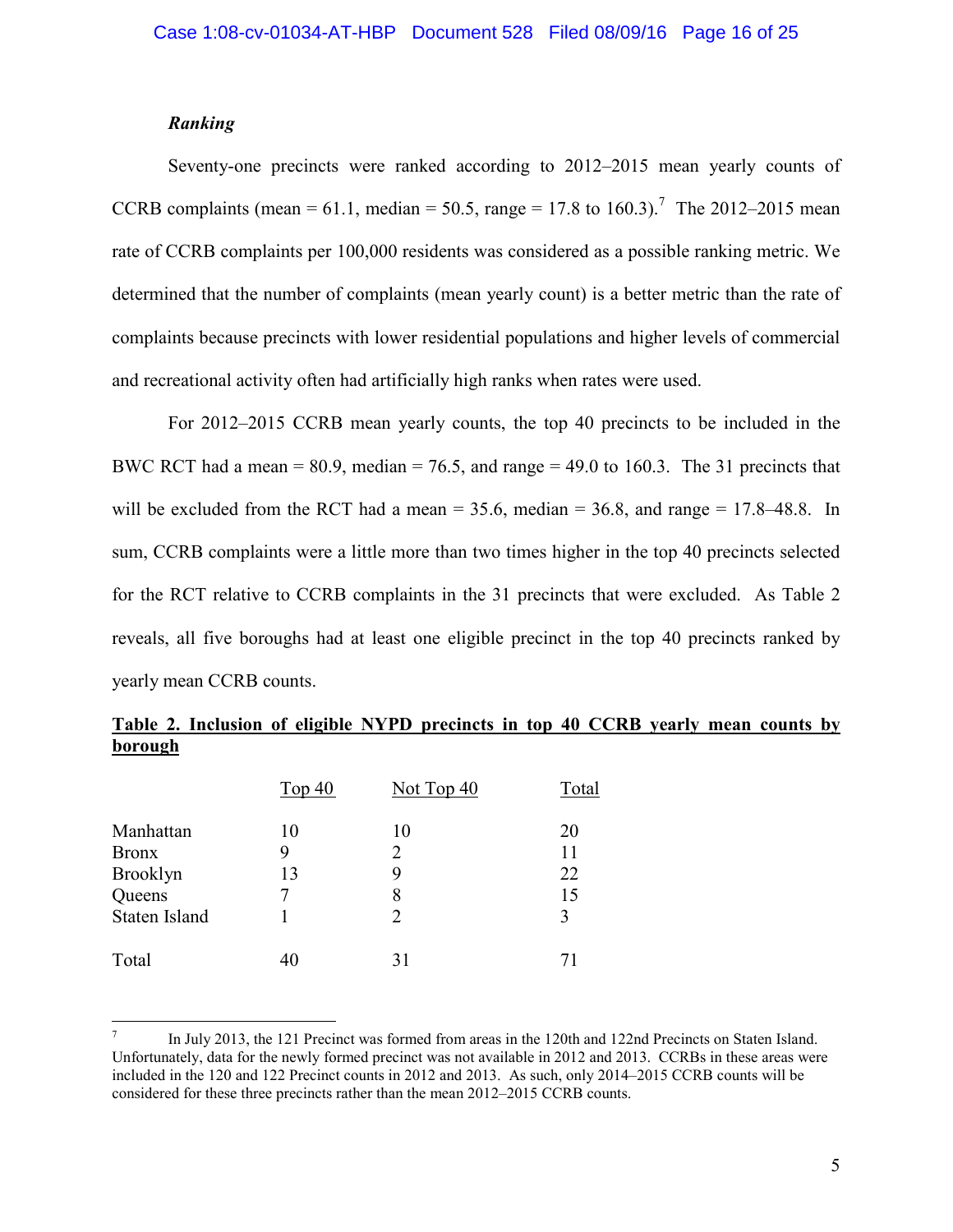### *Ranking*

Seventy-one precincts were ranked according to 2012–2015 mean yearly counts of CCRB complaints (mean = 61.1, median = 50.5, range = 17.8 to 160.3).[7] The 2012–2015 mean rate of CCRB complaints per 100,000 residents was considered as a possible ranking metric. We determined that the number of complaints (mean yearly count) is a better metric than the rate of complaints because precincts with lower residential populations and higher levels of commercial and recreational activity often had artificially high ranks when rates were used.

For 2012–2015 CCRB mean yearly counts, the top 40 precincts to be included in the BWC RCT had a mean = 80.9, median = 76.5, and range = 49.0 to 160.3. The 31 precincts that will be excluded from the RCT had a mean = 35.6, median = 36.8, and range = 17.8–48.8. In sum, CCRB complaints were a little more than two times higher in the top 40 precincts selected for the RCT relative to CCRB complaints in the 31 precincts that were excluded. As Table 2 reveals, all five boroughs had at least one eligible precinct in the top 40 precincts ranked by yearly mean CCRB counts.

**Table 2. Inclusion of eligible NYPD precincts in top 40 CCRB yearly mean counts by borough**

| | Top 40 | Not Top 40 | Total |
|---|---|---|---|
| Manhattan | 10 | 10 | 20 |
| Bronx | 9 | 2 | 11 |
| Brooklyn | 13 | 9 | 22 |
| Queens | 7 | 8 | 15 |
| Staten Island | 1 | 2 | 3 |
| Total | 40 | 31 | 71 |

[7] In July 2013, the 121 Precinct was formed from areas in the 120th and 122nd Precincts on Staten Island. Unfortunately, data for the newly formed precinct was not available in 2012 and 2013. CCRBs in these areas were included in the 120 and 122 Precinct counts in 2012 and 2013. As such, only 2014–2015 CCRB counts will be considered for these three precincts rather than the mean 2012–2015 CCRB counts.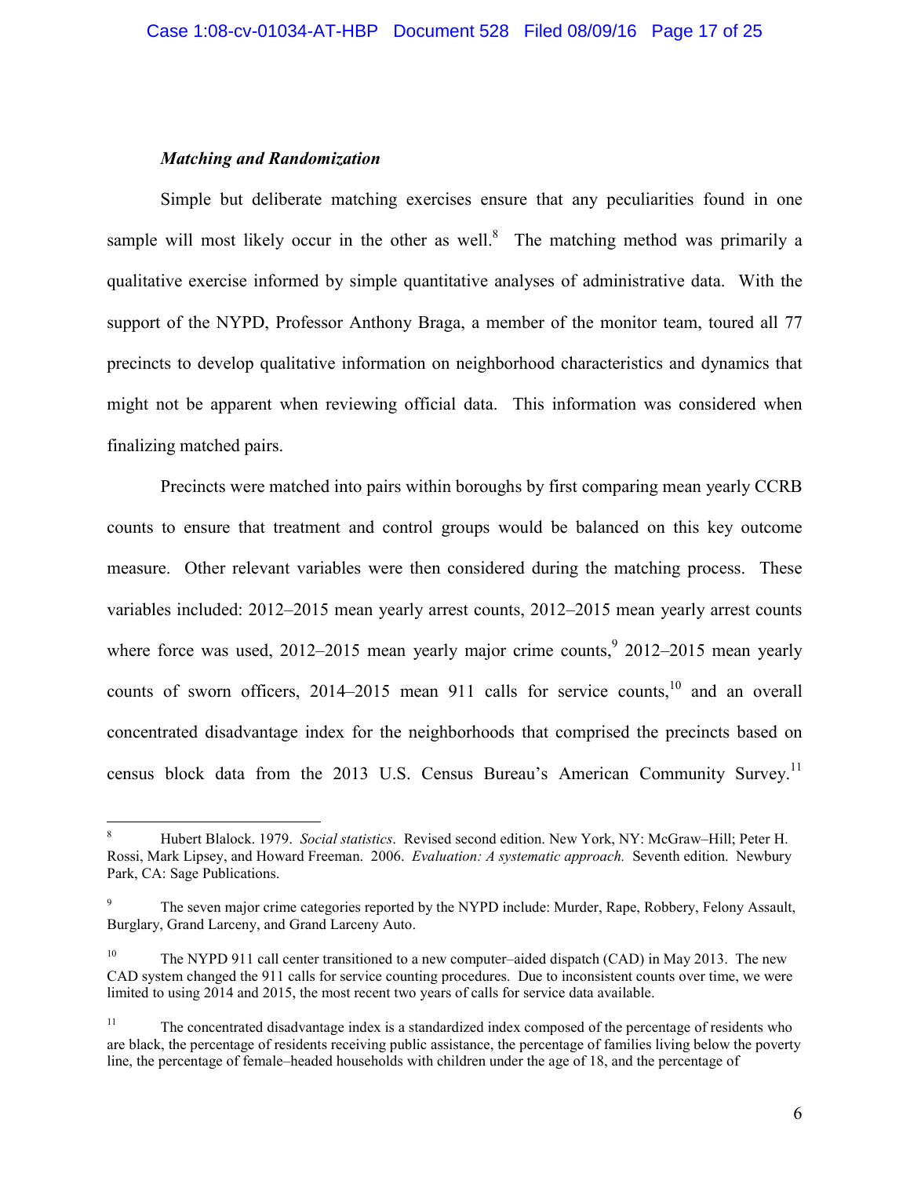***Matching and Randomization***

Simple but deliberate matching exercises ensure that any peculiarities found in one sample will most likely occur in the other as well.[8] The matching method was primarily a qualitative exercise informed by simple quantitative analyses of administrative data. With the support of the NYPD, Professor Anthony Braga, a member of the monitor team, toured all 77 precincts to develop qualitative information on neighborhood characteristics and dynamics that might not be apparent when reviewing official data. This information was considered when finalizing matched pairs.

Precincts were matched into pairs within boroughs by first comparing mean yearly CCRB counts to ensure that treatment and control groups would be balanced on this key outcome measure. Other relevant variables were then considered during the matching process. These variables included: 2012–2015 mean yearly arrest counts, 2012–2015 mean yearly arrest counts where force was used, 2012–2015 mean yearly major crime counts,[9] 2012–2015 mean yearly counts of sworn officers, 2014–2015 mean 911 calls for service counts,[10] and an overall concentrated disadvantage index for the neighborhoods that comprised the precincts based on census block data from the 2013 U.S. Census Bureau's American Community Survey.[11]

---

[8] Hubert Blalock. 1979. *Social statistics*. Revised second edition. New York, NY: McGraw–Hill; Peter H. Rossi, Mark Lipsey, and Howard Freeman. 2006. *Evaluation: A systematic approach.* Seventh edition. Newbury Park, CA: Sage Publications.

[9] The seven major crime categories reported by the NYPD include: Murder, Rape, Robbery, Felony Assault, Burglary, Grand Larceny, and Grand Larceny Auto.

[10] The NYPD 911 call center transitioned to a new computer–aided dispatch (CAD) in May 2013. The new CAD system changed the 911 calls for service counting procedures. Due to inconsistent counts over time, we were limited to using 2014 and 2015, the most recent two years of calls for service data available.

[11] The concentrated disadvantage index is a standardized index composed of the percentage of residents who are black, the percentage of residents receiving public assistance, the percentage of families living below the poverty line, the percentage of female–headed households with children under the age of 18, and the percentage of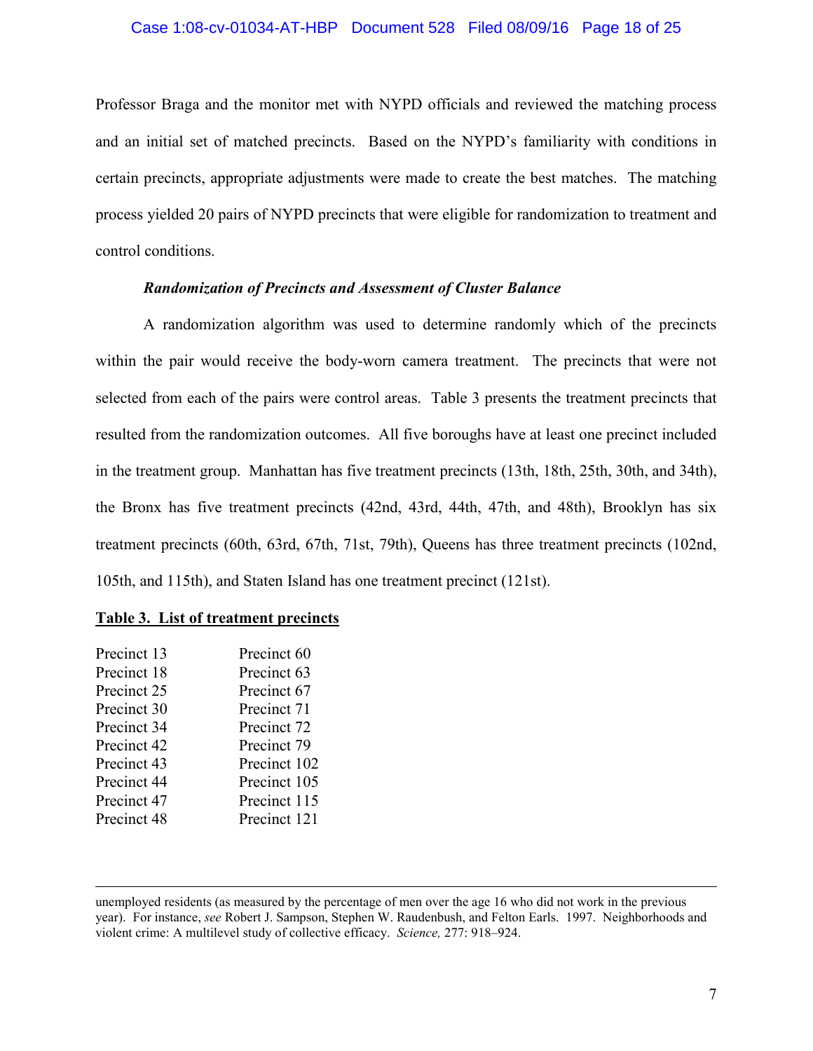Professor Braga and the monitor met with NYPD officials and reviewed the matching process and an initial set of matched precincts. Based on the NYPD's familiarity with conditions in certain precincts, appropriate adjustments were made to create the best matches. The matching process yielded 20 pairs of NYPD precincts that were eligible for randomization to treatment and control conditions.

***Randomization of Precincts and Assessment of Cluster Balance***

A randomization algorithm was used to determine randomly which of the precincts within the pair would receive the body-worn camera treatment. The precincts that were not selected from each of the pairs were control areas. Table 3 presents the treatment precincts that resulted from the randomization outcomes. All five boroughs have at least one precinct included in the treatment group. Manhattan has five treatment precincts (13th, 18th, 25th, 30th, and 34th), the Bronx has five treatment precincts (42nd, 43rd, 44th, 47th, and 48th), Brooklyn has six treatment precincts (60th, 63rd, 67th, 71st, 79th), Queens has three treatment precincts (102nd, 105th, and 115th), and Staten Island has one treatment precinct (121st).

**Table 3. List of treatment precincts**

| | |
|---|---|
| Precinct 13 | Precinct 60 |
| Precinct 18 | Precinct 63 |
| Precinct 25 | Precinct 67 |
| Precinct 30 | Precinct 71 |
| Precinct 34 | Precinct 72 |
| Precinct 42 | Precinct 79 |
| Precinct 43 | Precinct 102 |
| Precinct 44 | Precinct 105 |
| Precinct 47 | Precinct 115 |
| Precinct 48 | Precinct 121 |

---

unemployed residents (as measured by the percentage of men over the age 16 who did not work in the previous year). For instance, *see* Robert J. Sampson, Stephen W. Raudenbush, and Felton Earls. 1997. Neighborhoods and violent crime: A multilevel study of collective efficacy. *Science,* 277: 918–924.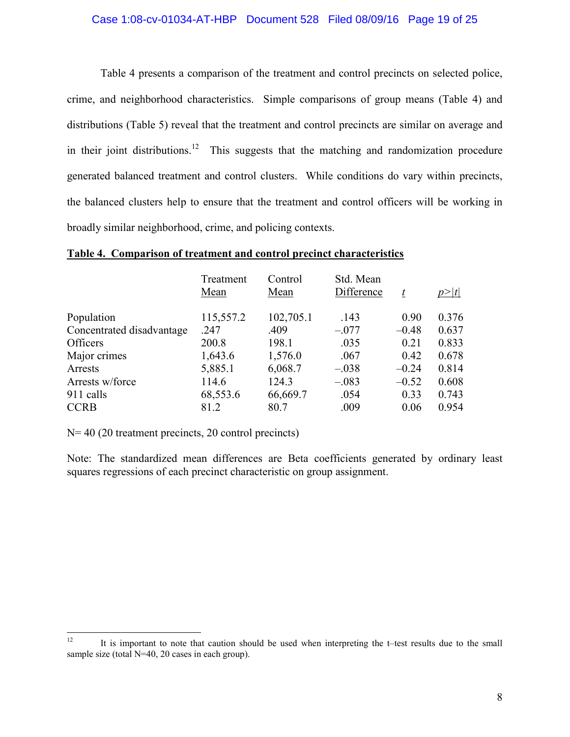Table 4 presents a comparison of the treatment and control precincts on selected police, crime, and neighborhood characteristics. Simple comparisons of group means (Table 4) and distributions (Table 5) reveal that the treatment and control precincts are similar on average and in their joint distributions.[12] This suggests that the matching and randomization procedure generated balanced treatment and control clusters. While conditions do vary within precincts, the balanced clusters help to ensure that the treatment and control officers will be working in broadly similar neighborhood, crime, and policing contexts.

**Table 4. Comparison of treatment and control precinct characteristics**

| | Treatment Mean | Control Mean | Std. Mean Difference | *t* | *p*>\|*t*\| |
|---|---|---|---|---|---|
| Population | 115,557.2 | 102,705.1 | .143 | 0.90 | 0.376 |
| Concentrated disadvantage | .247 | .409 | –.077 | –0.48 | 0.637 |
| Officers | 200.8 | 198.1 | .035 | 0.21 | 0.833 |
| Major crimes | 1,643.6 | 1,576.0 | .067 | 0.42 | 0.678 |
| Arrests | 5,885.1 | 6,068.7 | –.038 | –0.24 | 0.814 |
| Arrests w/force | 114.6 | 124.3 | –.083 | –0.52 | 0.608 |
| 911 calls | 68,553.6 | 66,669.7 | .054 | 0.33 | 0.743 |
| CCRB | 81.2 | 80.7 | .009 | 0.06 | 0.954 |

N= 40 (20 treatment precincts, 20 control precincts)

Note: The standardized mean differences are Beta coefficients generated by ordinary least squares regressions of each precinct characteristic on group assignment.

[12] It is important to note that caution should be used when interpreting the t–test results due to the small sample size (total N=40, 20 cases in each group).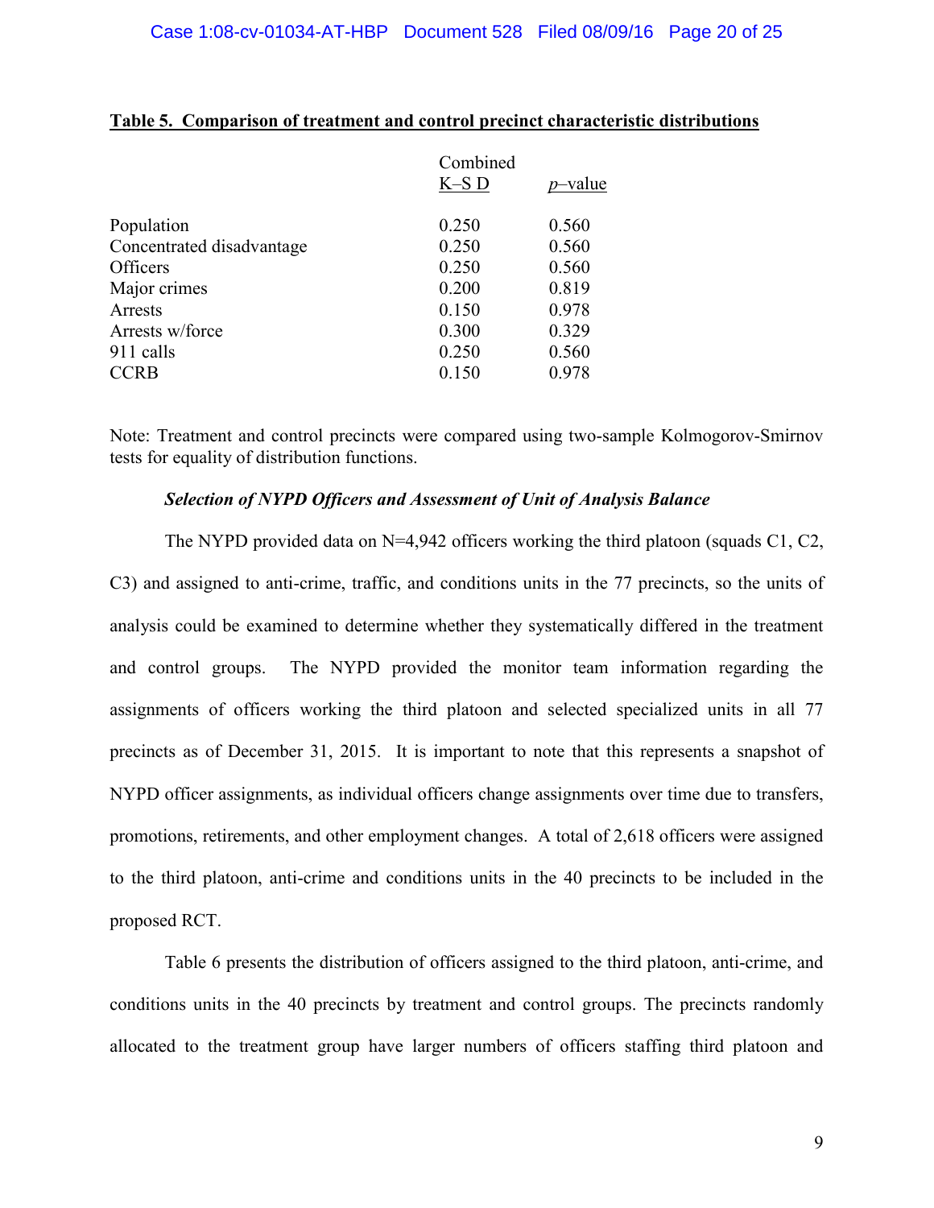**Table 5. Comparison of treatment and control precinct characteristic distributions**

| | Combined K–S D | *p*–value |
|---|---|---|
| Population | 0.250 | 0.560 |
| Concentrated disadvantage | 0.250 | 0.560 |
| Officers | 0.250 | 0.560 |
| Major crimes | 0.200 | 0.819 |
| Arrests | 0.150 | 0.978 |
| Arrests w/force | 0.300 | 0.329 |
| 911 calls | 0.250 | 0.560 |
| CCRB | 0.150 | 0.978 |

Note: Treatment and control precincts were compared using two-sample Kolmogorov-Smirnov tests for equality of distribution functions.

### *Selection of NYPD Officers and Assessment of Unit of Analysis Balance*

The NYPD provided data on N=4,942 officers working the third platoon (squads C1, C2, C3) and assigned to anti-crime, traffic, and conditions units in the 77 precincts, so the units of analysis could be examined to determine whether they systematically differed in the treatment and control groups. The NYPD provided the monitor team information regarding the assignments of officers working the third platoon and selected specialized units in all 77 precincts as of December 31, 2015. It is important to note that this represents a snapshot of NYPD officer assignments, as individual officers change assignments over time due to transfers, promotions, retirements, and other employment changes. A total of 2,618 officers were assigned to the third platoon, anti-crime and conditions units in the 40 precincts to be included in the proposed RCT.

Table 6 presents the distribution of officers assigned to the third platoon, anti-crime, and conditions units in the 40 precincts by treatment and control groups. The precincts randomly allocated to the treatment group have larger numbers of officers staffing third platoon and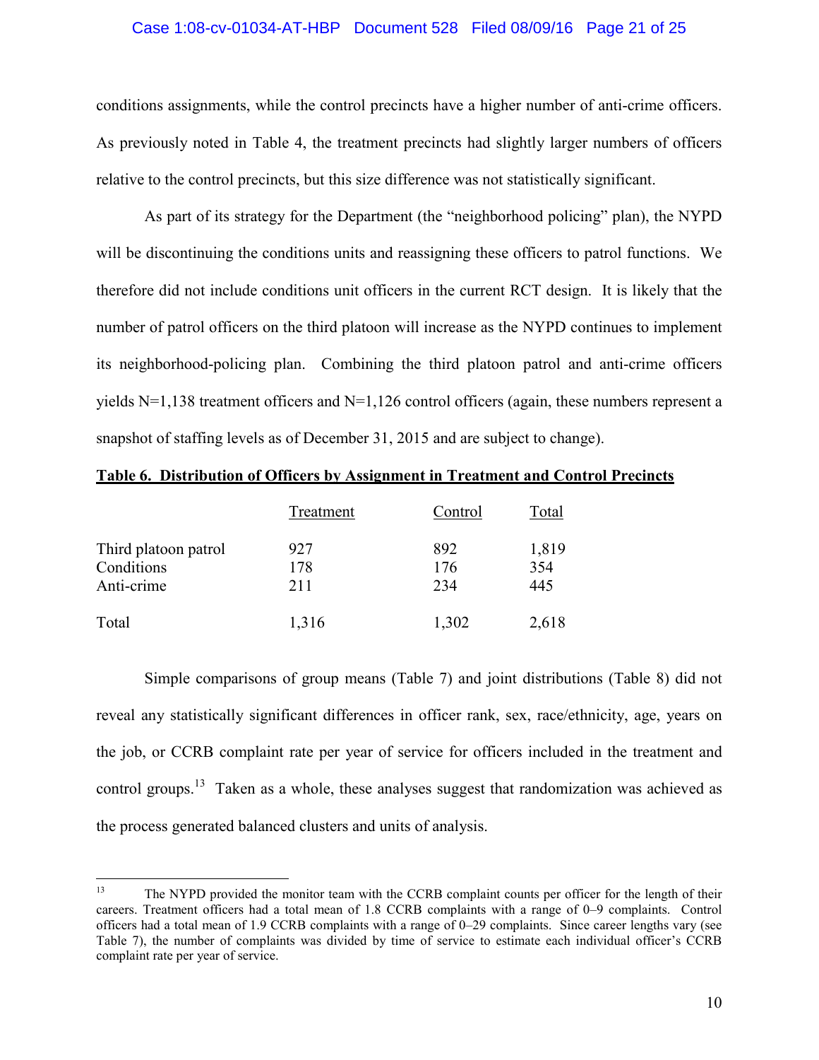conditions assignments, while the control precincts have a higher number of anti-crime officers. As previously noted in Table 4, the treatment precincts had slightly larger numbers of officers relative to the control precincts, but this size difference was not statistically significant.

As part of its strategy for the Department (the "neighborhood policing" plan), the NYPD will be discontinuing the conditions units and reassigning these officers to patrol functions. We therefore did not include conditions unit officers in the current RCT design. It is likely that the number of patrol officers on the third platoon will increase as the NYPD continues to implement its neighborhood-policing plan. Combining the third platoon patrol and anti-crime officers yields N=1,138 treatment officers and N=1,126 control officers (again, these numbers represent a snapshot of staffing levels as of December 31, 2015 and are subject to change).

**Table 6. Distribution of Officers by Assignment in Treatment and Control Precincts**

| | Treatment | Control | Total |
|---|---|---|---|
| Third platoon patrol | 927 | 892 | 1,819 |
| Conditions | 178 | 176 | 354 |
| Anti-crime | 211 | 234 | 445 |
| Total | 1,316 | 1,302 | 2,618 |

Simple comparisons of group means (Table 7) and joint distributions (Table 8) did not reveal any statistically significant differences in officer rank, sex, race/ethnicity, age, years on the job, or CCRB complaint rate per year of service for officers included in the treatment and control groups.[13] Taken as a whole, these analyses suggest that randomization was achieved as the process generated balanced clusters and units of analysis.

[13] The NYPD provided the monitor team with the CCRB complaint counts per officer for the length of their careers. Treatment officers had a total mean of 1.8 CCRB complaints with a range of 0–9 complaints. Control officers had a total mean of 1.9 CCRB complaints with a range of 0–29 complaints. Since career lengths vary (see Table 7), the number of complaints was divided by time of service to estimate each individual officer's CCRB complaint rate per year of service.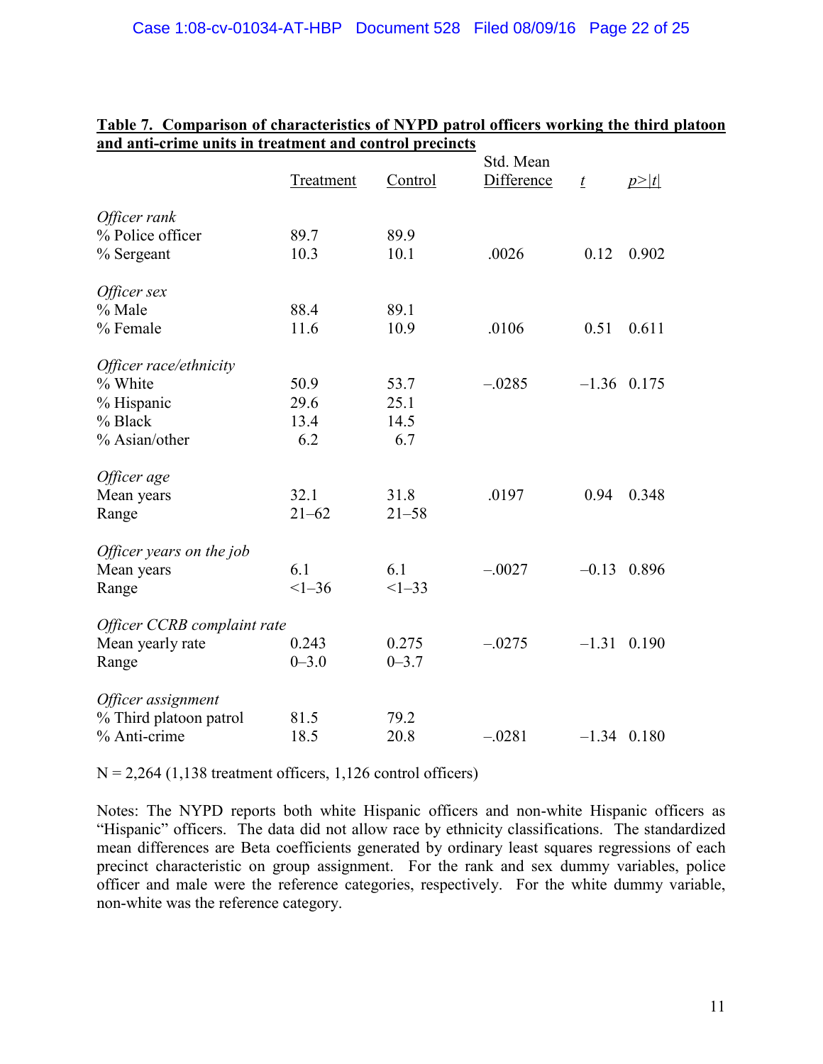**Table 7. Comparison of characteristics of NYPD patrol officers working the third platoon and anti-crime units in treatment and control precincts**

| | Treatment | Control | Std. Mean Difference | *t* | *p*>\|*t*\| |
|---|---|---|---|---|---|
| *Officer rank* | | | | | |
| % Police officer | 89.7 | 89.9 | | | |
| % Sergeant | 10.3 | 10.1 | .0026 | 0.12 | 0.902 |
| *Officer sex* | | | | | |
| % Male | 88.4 | 89.1 | | | |
| % Female | 11.6 | 10.9 | .0106 | 0.51 | 0.611 |
| *Officer race/ethnicity* | | | | | |
| % White | 50.9 | 53.7 | –.0285 | –1.36 | 0.175 |
| % Hispanic | 29.6 | 25.1 | | | |
| % Black | 13.4 | 14.5 | | | |
| % Asian/other | 6.2 | 6.7 | | | |
| *Officer age* | | | | | |
| Mean years | 32.1 | 31.8 | .0197 | 0.94 | 0.348 |
| Range | 21–62 | 21–58 | | | |
| *Officer years on the job* | | | | | |
| Mean years | 6.1 | 6.1 | –.0027 | –0.13 | 0.896 |
| Range | <1–36 | <1–33 | | | |
| *Officer CCRB complaint rate* | | | | | |
| Mean yearly rate | 0.243 | 0.275 | –.0275 | –1.31 | 0.190 |
| Range | 0–3.0 | 0–3.7 | | | |
| *Officer assignment* | | | | | |
| % Third platoon patrol | 81.5 | 79.2 | | | |
| % Anti-crime | 18.5 | 20.8 | –.0281 | –1.34 | 0.180 |

N = 2,264 (1,138 treatment officers, 1,126 control officers)

Notes: The NYPD reports both white Hispanic officers and non-white Hispanic officers as "Hispanic" officers. The data did not allow race by ethnicity classifications. The standardized mean differences are Beta coefficients generated by ordinary least squares regressions of each precinct characteristic on group assignment. For the rank and sex dummy variables, police officer and male were the reference categories, respectively. For the white dummy variable, non-white was the reference category.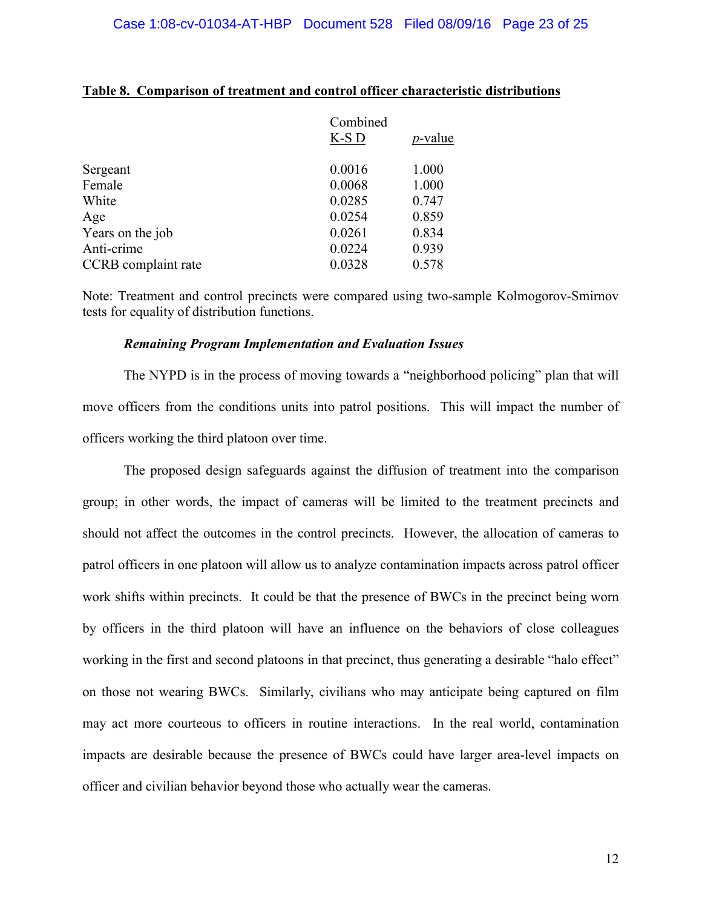**Table 8. Comparison of treatment and control officer characteristic distributions**

| | Combined K-S D | *p*-value |
|---|---|---|
| Sergeant | 0.0016 | 1.000 |
| Female | 0.0068 | 1.000 |
| White | 0.0285 | 0.747 |
| Age | 0.0254 | 0.859 |
| Years on the job | 0.0261 | 0.834 |
| Anti-crime | 0.0224 | 0.939 |
| CCRB complaint rate | 0.0328 | 0.578 |

Note: Treatment and control precincts were compared using two-sample Kolmogorov-Smirnov tests for equality of distribution functions.

***Remaining Program Implementation and Evaluation Issues***

The NYPD is in the process of moving towards a "neighborhood policing" plan that will move officers from the conditions units into patrol positions. This will impact the number of officers working the third platoon over time.

The proposed design safeguards against the diffusion of treatment into the comparison group; in other words, the impact of cameras will be limited to the treatment precincts and should not affect the outcomes in the control precincts. However, the allocation of cameras to patrol officers in one platoon will allow us to analyze contamination impacts across patrol officer work shifts within precincts. It could be that the presence of BWCs in the precinct being worn by officers in the third platoon will have an influence on the behaviors of close colleagues working in the first and second platoons in that precinct, thus generating a desirable "halo effect" on those not wearing BWCs. Similarly, civilians who may anticipate being captured on film may act more courteous to officers in routine interactions. In the real world, contamination impacts are desirable because the presence of BWCs could have larger area-level impacts on officer and civilian behavior beyond those who actually wear the cameras.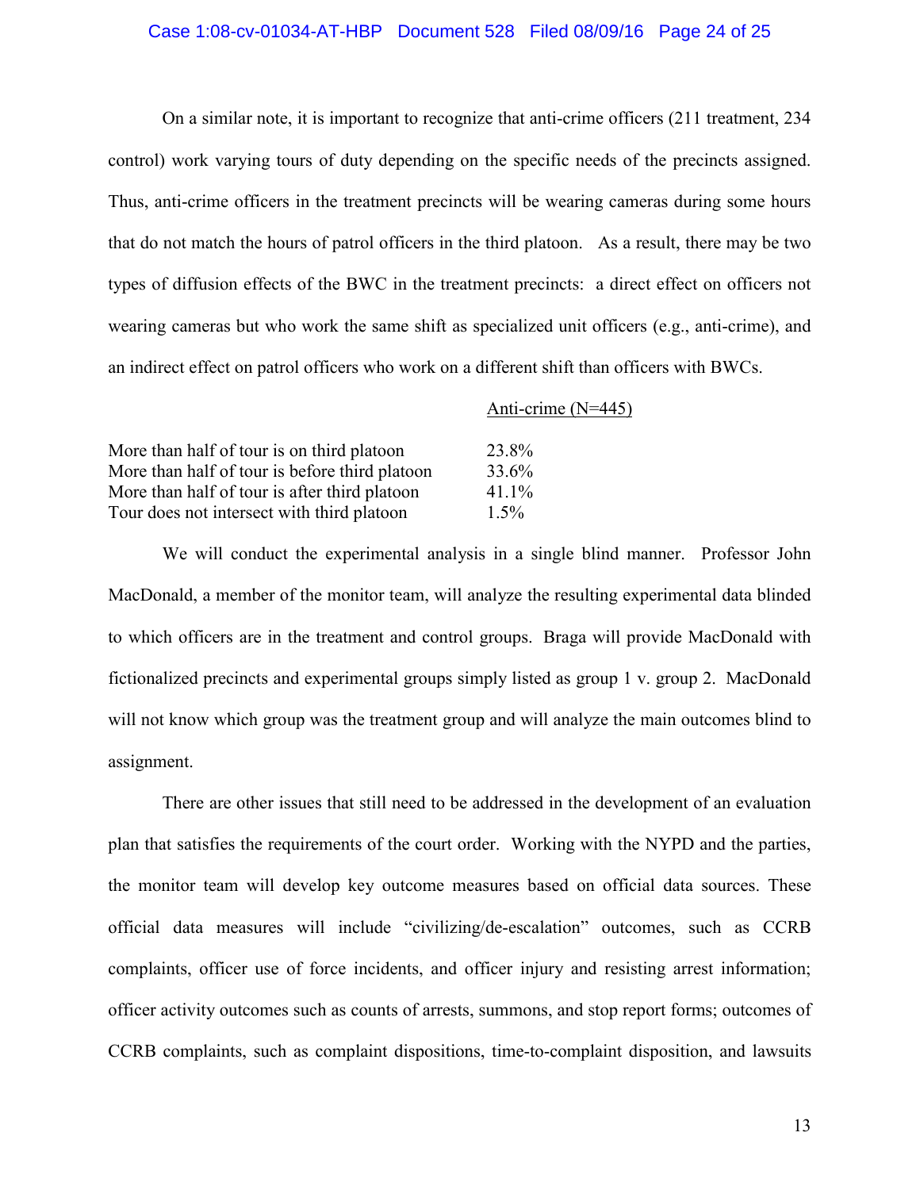On a similar note, it is important to recognize that anti-crime officers (211 treatment, 234 control) work varying tours of duty depending on the specific needs of the precincts assigned. Thus, anti-crime officers in the treatment precincts will be wearing cameras during some hours that do not match the hours of patrol officers in the third platoon. As a result, there may be two types of diffusion effects of the BWC in the treatment precincts: a direct effect on officers not wearing cameras but who work the same shift as specialized unit officers (e.g., anti-crime), and an indirect effect on patrol officers who work on a different shift than officers with BWCs.

| | Anti-crime (N=445) |
|---|---|
| More than half of tour is on third platoon | 23.8% |
| More than half of tour is before third platoon | 33.6% |
| More than half of tour is after third platoon | 41.1% |
| Tour does not intersect with third platoon | 1.5% |

We will conduct the experimental analysis in a single blind manner. Professor John MacDonald, a member of the monitor team, will analyze the resulting experimental data blinded to which officers are in the treatment and control groups. Braga will provide MacDonald with fictionalized precincts and experimental groups simply listed as group 1 v. group 2. MacDonald will not know which group was the treatment group and will analyze the main outcomes blind to assignment.

There are other issues that still need to be addressed in the development of an evaluation plan that satisfies the requirements of the court order. Working with the NYPD and the parties, the monitor team will develop key outcome measures based on official data sources. These official data measures will include "civilizing/de-escalation" outcomes, such as CCRB complaints, officer use of force incidents, and officer injury and resisting arrest information; officer activity outcomes such as counts of arrests, summons, and stop report forms; outcomes of CCRB complaints, such as complaint dispositions, time-to-complaint disposition, and lawsuits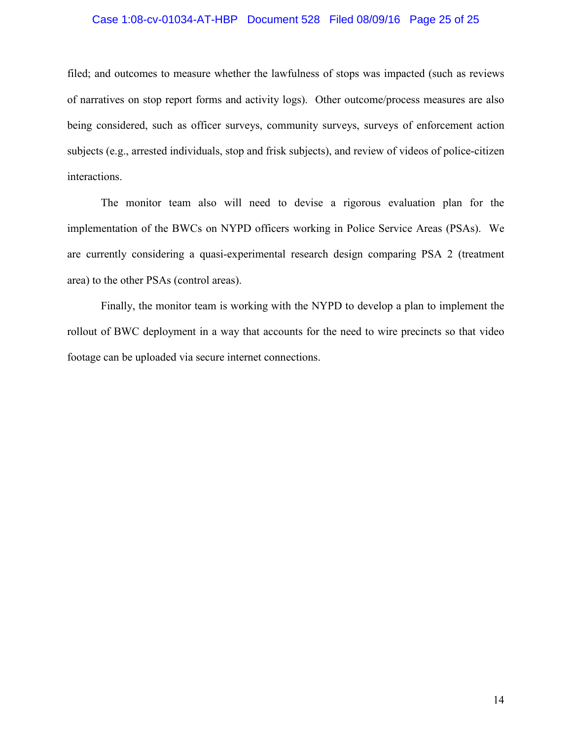filed; and outcomes to measure whether the lawfulness of stops was impacted (such as reviews of narratives on stop report forms and activity logs). Other outcome/process measures are also being considered, such as officer surveys, community surveys, surveys of enforcement action subjects (e.g., arrested individuals, stop and frisk subjects), and review of videos of police-citizen interactions.

The monitor team also will need to devise a rigorous evaluation plan for the implementation of the BWCs on NYPD officers working in Police Service Areas (PSAs). We are currently considering a quasi-experimental research design comparing PSA 2 (treatment area) to the other PSAs (control areas).

Finally, the monitor team is working with the NYPD to develop a plan to implement the rollout of BWC deployment in a way that accounts for the need to wire precincts so that video footage can be uploaded via secure internet connections.